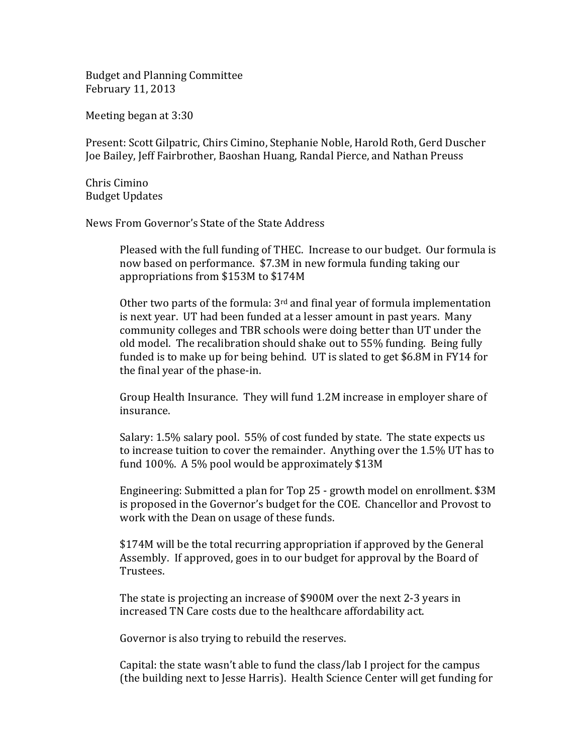Budget and Planning Committee
February 11, 2013

Meeting began at 3:30

Present: Scott Gilpatric, Chirs Cimino, Stephanie Noble, Harold Roth, Gerd Duscher
Joe Bailey, Jeff Fairbrother, Baoshan Huang, Randal Pierce, and Nathan Preuss

Chris Cimino
Budget Updates

News From Governor's State of the State Address

> Pleased with the full funding of THEC. Increase to our budget. Our formula is now based on performance. $7.3M in new formula funding taking our appropriations from $153M to $174M
>
> Other two parts of the formula: 3rd and final year of formula implementation is next year. UT had been funded at a lesser amount in past years. Many community colleges and TBR schools were doing better than UT under the old model. The recalibration should shake out to 55% funding. Being fully funded is to make up for being behind. UT is slated to get $6.8M in FY14 for the final year of the phase-in.
>
> Group Health Insurance. They will fund 1.2M increase in employer share of insurance.
>
> Salary: 1.5% salary pool. 55% of cost funded by state. The state expects us to increase tuition to cover the remainder. Anything over the 1.5% UT has to fund 100%. A 5% pool would be approximately $13M
>
> Engineering: Submitted a plan for Top 25 - growth model on enrollment. $3M is proposed in the Governor's budget for the COE. Chancellor and Provost to work with the Dean on usage of these funds.
>
> $174M will be the total recurring appropriation if approved by the General Assembly. If approved, goes in to our budget for approval by the Board of Trustees.
>
> The state is projecting an increase of $900M over the next 2-3 years in increased TN Care costs due to the healthcare affordability act.
>
> Governor is also trying to rebuild the reserves.
>
> Capital: the state wasn't able to fund the class/lab I project for the campus (the building next to Jesse Harris). Health Science Center will get funding for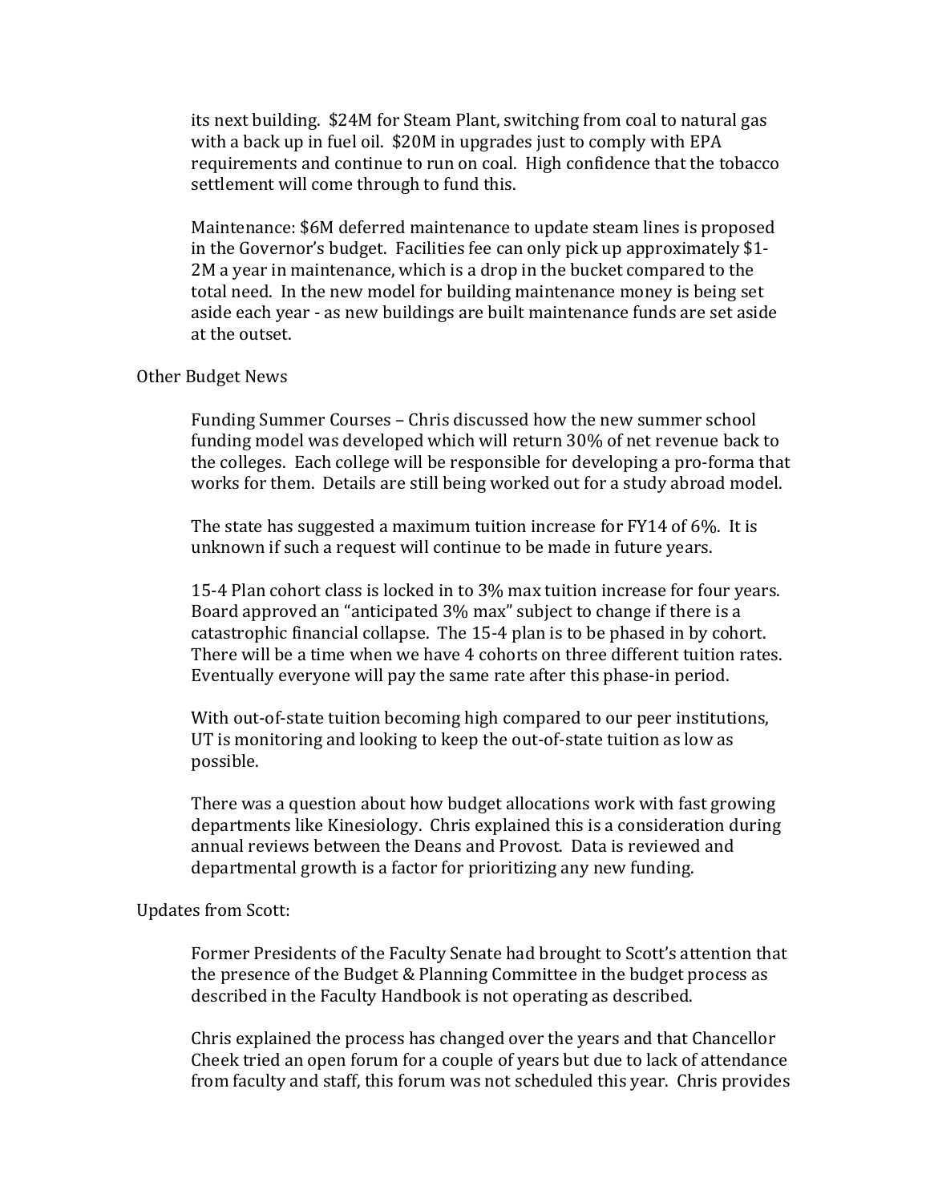its next building. $24M for Steam Plant, switching from coal to natural gas with a back up in fuel oil. $20M in upgrades just to comply with EPA requirements and continue to run on coal. High confidence that the tobacco settlement will come through to fund this.

Maintenance: $6M deferred maintenance to update steam lines is proposed in the Governor's budget. Facilities fee can only pick up approximately $1-2M a year in maintenance, which is a drop in the bucket compared to the total need. In the new model for building maintenance money is being set aside each year - as new buildings are built maintenance funds are set aside at the outset.

Other Budget News

Funding Summer Courses – Chris discussed how the new summer school funding model was developed which will return 30% of net revenue back to the colleges. Each college will be responsible for developing a pro-forma that works for them. Details are still being worked out for a study abroad model.

The state has suggested a maximum tuition increase for FY14 of 6%. It is unknown if such a request will continue to be made in future years.

15-4 Plan cohort class is locked in to 3% max tuition increase for four years. Board approved an "anticipated 3% max" subject to change if there is a catastrophic financial collapse. The 15-4 plan is to be phased in by cohort. There will be a time when we have 4 cohorts on three different tuition rates. Eventually everyone will pay the same rate after this phase-in period.

With out-of-state tuition becoming high compared to our peer institutions, UT is monitoring and looking to keep the out-of-state tuition as low as possible.

There was a question about how budget allocations work with fast growing departments like Kinesiology. Chris explained this is a consideration during annual reviews between the Deans and Provost. Data is reviewed and departmental growth is a factor for prioritizing any new funding.

Updates from Scott:

Former Presidents of the Faculty Senate had brought to Scott's attention that the presence of the Budget & Planning Committee in the budget process as described in the Faculty Handbook is not operating as described.

Chris explained the process has changed over the years and that Chancellor Cheek tried an open forum for a couple of years but due to lack of attendance from faculty and staff, this forum was not scheduled this year. Chris provides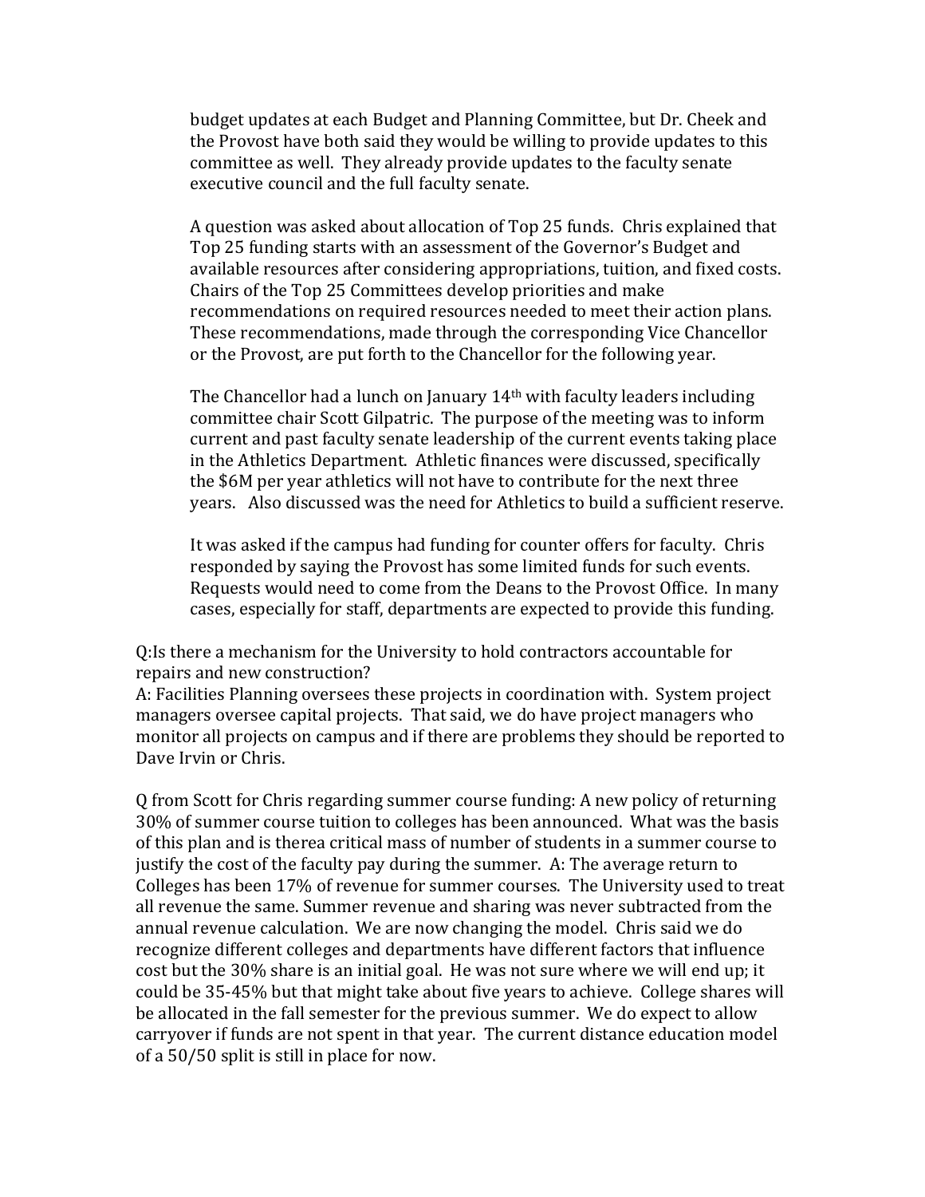budget updates at each Budget and Planning Committee, but Dr. Cheek and the Provost have both said they would be willing to provide updates to this committee as well. They already provide updates to the faculty senate executive council and the full faculty senate.

A question was asked about allocation of Top 25 funds. Chris explained that Top 25 funding starts with an assessment of the Governor's Budget and available resources after considering appropriations, tuition, and fixed costs. Chairs of the Top 25 Committees develop priorities and make recommendations on required resources needed to meet their action plans. These recommendations, made through the corresponding Vice Chancellor or the Provost, are put forth to the Chancellor for the following year.

The Chancellor had a lunch on January 14th with faculty leaders including committee chair Scott Gilpatric. The purpose of the meeting was to inform current and past faculty senate leadership of the current events taking place in the Athletics Department. Athletic finances were discussed, specifically the $6M per year athletics will not have to contribute for the next three years. Also discussed was the need for Athletics to build a sufficient reserve.

It was asked if the campus had funding for counter offers for faculty. Chris responded by saying the Provost has some limited funds for such events. Requests would need to come from the Deans to the Provost Office. In many cases, especially for staff, departments are expected to provide this funding.

Q:Is there a mechanism for the University to hold contractors accountable for repairs and new construction?
A: Facilities Planning oversees these projects in coordination with. System project managers oversee capital projects. That said, we do have project managers who monitor all projects on campus and if there are problems they should be reported to Dave Irvin or Chris.

Q from Scott for Chris regarding summer course funding: A new policy of returning 30% of summer course tuition to colleges has been announced. What was the basis of this plan and is therea critical mass of number of students in a summer course to justify the cost of the faculty pay during the summer. A: The average return to Colleges has been 17% of revenue for summer courses. The University used to treat all revenue the same. Summer revenue and sharing was never subtracted from the annual revenue calculation. We are now changing the model. Chris said we do recognize different colleges and departments have different factors that influence cost but the 30% share is an initial goal. He was not sure where we will end up; it could be 35-45% but that might take about five years to achieve. College shares will be allocated in the fall semester for the previous summer. We do expect to allow carryover if funds are not spent in that year. The current distance education model of a 50/50 split is still in place for now.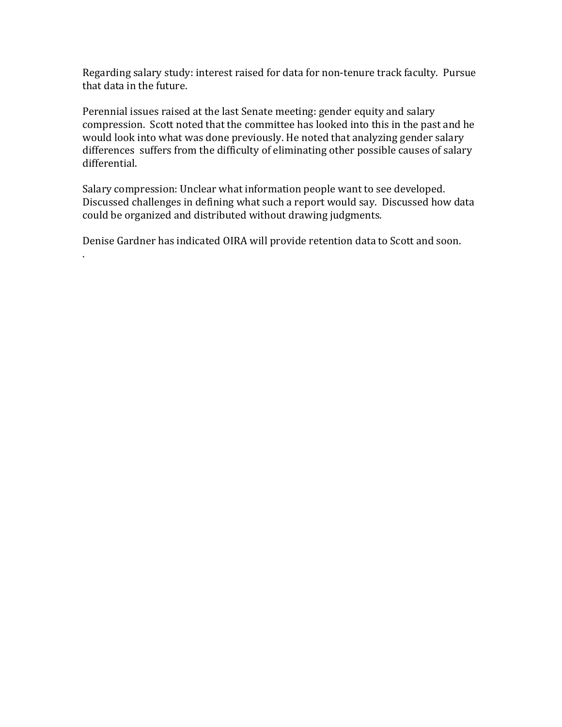Regarding salary study: interest raised for data for non-tenure track faculty. Pursue that data in the future.

Perennial issues raised at the last Senate meeting: gender equity and salary compression. Scott noted that the committee has looked into this in the past and he would look into what was done previously. He noted that analyzing gender salary differences suffers from the difficulty of eliminating other possible causes of salary differential.

Salary compression: Unclear what information people want to see developed. Discussed challenges in defining what such a report would say. Discussed how data could be organized and distributed without drawing judgments.

Denise Gardner has indicated OIRA will provide retention data to Scott and soon.

.